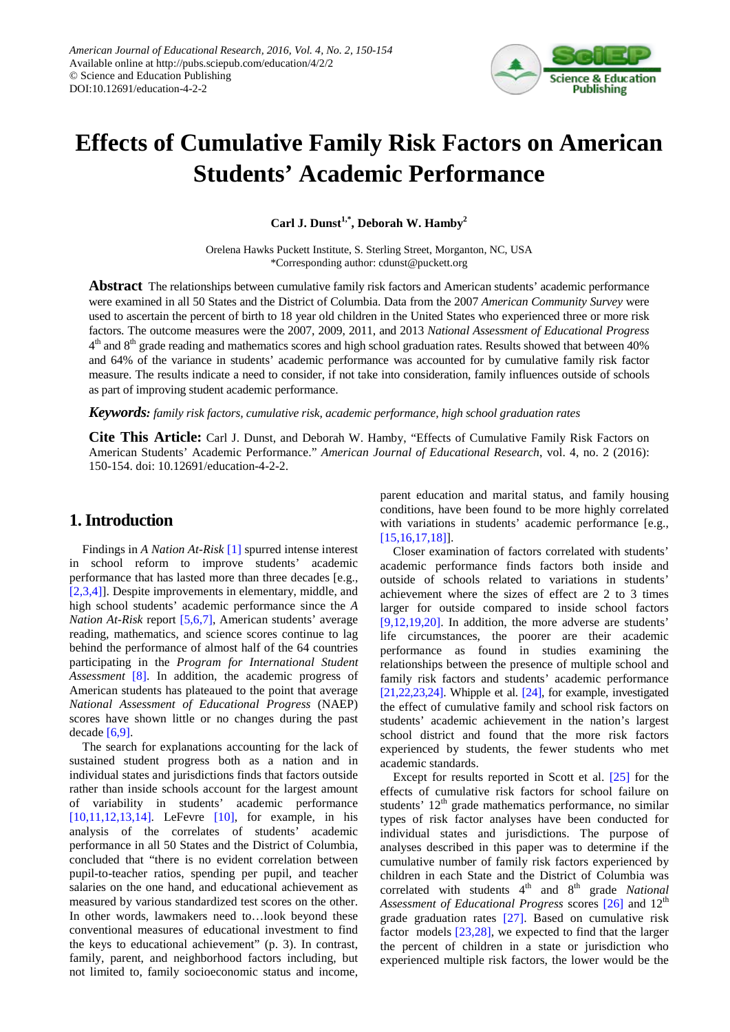# Effects of Cumulative Family Risk Factors on American Students' Academic Performance

**Carl J. Dunst[1,*], Deborah W. Hamby[2]**

Orelena Hawks Puckett Institute, S. Sterling Street, Morganton, NC, USA
*Corresponding author: cdunst@puckett.org

**Abstract** The relationships between cumulative family risk factors and American students' academic performance were examined in all 50 States and the District of Columbia. Data from the 2007 *American Community Survey* were used to ascertain the percent of birth to 18 year old children in the United States who experienced three or more risk factors. The outcome measures were the 2007, 2009, 2011, and 2013 *National Assessment of Educational Progress* 4th and 8th grade reading and mathematics scores and high school graduation rates. Results showed that between 40% and 64% of the variance in students' academic performance was accounted for by cumulative family risk factor measure. The results indicate a need to consider, if not take into consideration, family influences outside of schools as part of improving student academic performance.

***Keywords:*** *family risk factors, cumulative risk, academic performance, high school graduation rates*

**Cite This Article:** Carl J. Dunst, and Deborah W. Hamby, "Effects of Cumulative Family Risk Factors on American Students' Academic Performance." *American Journal of Educational Research*, vol. 4, no. 2 (2016): 150-154. doi: 10.12691/education-4-2-2.

## 1. Introduction

Findings in *A Nation At-Risk* [1] spurred intense interest in school reform to improve students' academic performance that has lasted more than three decades [e.g., [2,3,4]]. Despite improvements in elementary, middle, and high school students' academic performance since the *A Nation At-Risk* report [5,6,7], American students' average reading, mathematics, and science scores continue to lag behind the performance of almost half of the 64 countries participating in the *Program for International Student Assessment* [8]. In addition, the academic progress of American students has plateaued to the point that average *National Assessment of Educational Progress* (NAEP) scores have shown little or no changes during the past decade [6,9].

The search for explanations accounting for the lack of sustained student progress both as a nation and in individual states and jurisdictions finds that factors outside rather than inside schools account for the largest amount of variability in students' academic performance [10,11,12,13,14]. LeFevre [10], for example, in his analysis of the correlates of students' academic performance in all 50 States and the District of Columbia, concluded that "there is no evident correlation between pupil-to-teacher ratios, spending per pupil, and teacher salaries on the one hand, and educational achievement as measured by various standardized test scores on the other. In other words, lawmakers need to…look beyond these conventional measures of educational investment to find the keys to educational achievement" (p. 3). In contrast, family, parent, and neighborhood factors including, but not limited to, family socioeconomic status and income, parent education and marital status, and family housing conditions, have been found to be more highly correlated with variations in students' academic performance [e.g., [15,16,17,18]].

Closer examination of factors correlated with students' academic performance finds factors both inside and outside of schools related to variations in students' achievement where the sizes of effect are 2 to 3 times larger for outside compared to inside school factors [9,12,19,20]. In addition, the more adverse are students' life circumstances, the poorer are their academic performance as found in studies examining the relationships between the presence of multiple school and family risk factors and students' academic performance [21,22,23,24]. Whipple et al. [24], for example, investigated the effect of cumulative family and school risk factors on students' academic achievement in the nation's largest school district and found that the more risk factors experienced by students, the fewer students who met academic standards.

Except for results reported in Scott et al. [25] for the effects of cumulative risk factors for school failure on students' 12th grade mathematics performance, no similar types of risk factor analyses have been conducted for individual states and jurisdictions. The purpose of analyses described in this paper was to determine if the cumulative number of family risk factors experienced by children in each State and the District of Columbia was correlated with students 4th and 8th grade *National Assessment of Educational Progress* scores [26] and 12th grade graduation rates [27]. Based on cumulative risk factor models [23,28], we expected to find that the larger the percent of children in a state or jurisdiction who experienced multiple risk factors, the lower would be the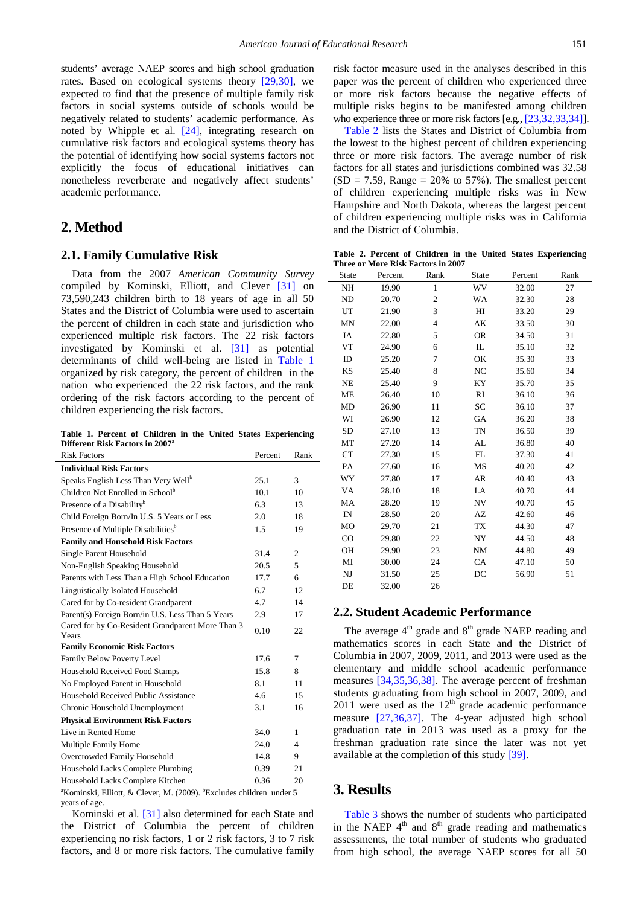students' average NAEP scores and high school graduation rates. Based on ecological systems theory [29,30], we expected to find that the presence of multiple family risk factors in social systems outside of schools would be negatively related to students' academic performance. As noted by Whipple et al. [24], integrating research on cumulative risk factors and ecological systems theory has the potential of identifying how social systems factors not explicitly the focus of educational initiatives can nonetheless reverberate and negatively affect students' academic performance.

## 2. Method

### 2.1. Family Cumulative Risk

Data from the 2007 *American Community Survey* compiled by Kominski, Elliott, and Clever [31] on 73,590,243 children birth to 18 years of age in all 50 States and the District of Columbia were used to ascertain the percent of children in each state and jurisdiction who experienced multiple risk factors. The 22 risk factors investigated by Kominski et al. [31] as potential determinants of child well-being are listed in Table 1 organized by risk category, the percent of children in the nation who experienced the 22 risk factors, and the rank ordering of the risk factors according to the percent of children experiencing the risk factors.

**Table 1. Percent of Children in the United States Experiencing Different Risk Factors in 2007[a]**

| Risk Factors | Percent | Rank |
|---|---|---|
| **Individual Risk Factors** | | |
| Speaks English Less Than Very Well[b] | 25.1 | 3 |
| Children Not Enrolled in School[b] | 10.1 | 10 |
| Presence of a Disability[b] | 6.3 | 13 |
| Child Foreign Born/In U.S. 5 Years or Less | 2.0 | 18 |
| Presence of Multiple Disabilities[b] | 1.5 | 19 |
| **Family and Household Risk Factors** | | |
| Single Parent Household | 31.4 | 2 |
| Non-English Speaking Household | 20.5 | 5 |
| Parents with Less Than a High School Education | 17.7 | 6 |
| Linguistically Isolated Household | 6.7 | 12 |
| Cared for by Co-resident Grandparent | 4.7 | 14 |
| Parent(s) Foreign Born/in U.S. Less Than 5 Years | 2.9 | 17 |
| Cared for by Co-Resident Grandparent More Than 3 Years | 0.10 | 22 |
| **Family Economic Risk Factors** | | |
| Family Below Poverty Level | 17.6 | 7 |
| Household Received Food Stamps | 15.8 | 8 |
| No Employed Parent in Household | 8.1 | 11 |
| Household Received Public Assistance | 4.6 | 15 |
| Chronic Household Unemployment | 3.1 | 16 |
| **Physical Environment Risk Factors** | | |
| Live in Rented Home | 34.0 | 1 |
| Multiple Family Home | 24.0 | 4 |
| Overcrowded Family Household | 14.8 | 9 |
| Household Lacks Complete Plumbing | 0.39 | 21 |
| Household Lacks Complete Kitchen | 0.36 | 20 |

[a]Kominski, Elliott, & Clever, M. (2009). [b]Excludes children under 5 years of age.

Kominski et al. [31] also determined for each State and the District of Columbia the percent of children experiencing no risk factors, 1 or 2 risk factors, 3 to 7 risk factors, and 8 or more risk factors. The cumulative family risk factor measure used in the analyses described in this paper was the percent of children who experienced three or more risk factors because the negative effects of multiple risks begins to be manifested among children who experience three or more risk factors [e.g., [23,32,33,34]].

Table 2 lists the States and District of Columbia from the lowest to the highest percent of children experiencing three or more risk factors. The average number of risk factors for all states and jurisdictions combined was 32.58 (SD = 7.59, Range = 20% to 57%). The smallest percent of children experiencing multiple risks was in New Hampshire and North Dakota, whereas the largest percent of children experiencing multiple risks was in California and the District of Columbia.

**Table 2. Percent of Children in the United States Experiencing Three or More Risk Factors in 2007**

| State | Percent | Rank | State | Percent | Rank |
|---|---|---|---|---|---|
| NH | 19.90 | 1 | WV | 32.00 | 27 |
| ND | 20.70 | 2 | WA | 32.30 | 28 |
| UT | 21.90 | 3 | HI | 33.20 | 29 |
| MN | 22.00 | 4 | AK | 33.50 | 30 |
| IA | 22.80 | 5 | OR | 34.50 | 31 |
| VT | 24.90 | 6 | IL | 35.10 | 32 |
| ID | 25.20 | 7 | OK | 35.30 | 33 |
| KS | 25.40 | 8 | NC | 35.60 | 34 |
| NE | 25.40 | 9 | KY | 35.70 | 35 |
| ME | 26.40 | 10 | RI | 36.10 | 36 |
| MD | 26.90 | 11 | SC | 36.10 | 37 |
| WI | 26.90 | 12 | GA | 36.20 | 38 |
| SD | 27.10 | 13 | TN | 36.50 | 39 |
| MT | 27.20 | 14 | AL | 36.80 | 40 |
| CT | 27.30 | 15 | FL | 37.30 | 41 |
| PA | 27.60 | 16 | MS | 40.20 | 42 |
| WY | 27.80 | 17 | AR | 40.40 | 43 |
| VA | 28.10 | 18 | LA | 40.70 | 44 |
| MA | 28.20 | 19 | NV | 40.70 | 45 |
| IN | 28.50 | 20 | AZ | 42.60 | 46 |
| MO | 29.70 | 21 | TX | 44.30 | 47 |
| CO | 29.80 | 22 | NY | 44.50 | 48 |
| OH | 29.90 | 23 | NM | 44.80 | 49 |
| MI | 30.00 | 24 | CA | 47.10 | 50 |
| NJ | 31.50 | 25 | DC | 56.90 | 51 |
| DE | 32.00 | 26 | | | |

### 2.2. Student Academic Performance

The average 4[th] grade and 8[th] grade NAEP reading and mathematics scores in each State and the District of Columbia in 2007, 2009, 2011, and 2013 were used as the elementary and middle school academic performance measures [34,35,36,38]. The average percent of freshman students graduating from high school in 2007, 2009, and 2011 were used as the 12[th] grade academic performance measure [27,36,37]. The 4-year adjusted high school graduation rate in 2013 was used as a proxy for the freshman graduation rate since the later was not yet available at the completion of this study [39].

## 3. Results

Table 3 shows the number of students who participated in the NAEP 4[th] and 8[th] grade reading and mathematics assessments, the total number of students who graduated from high school, the average NAEP scores for all 50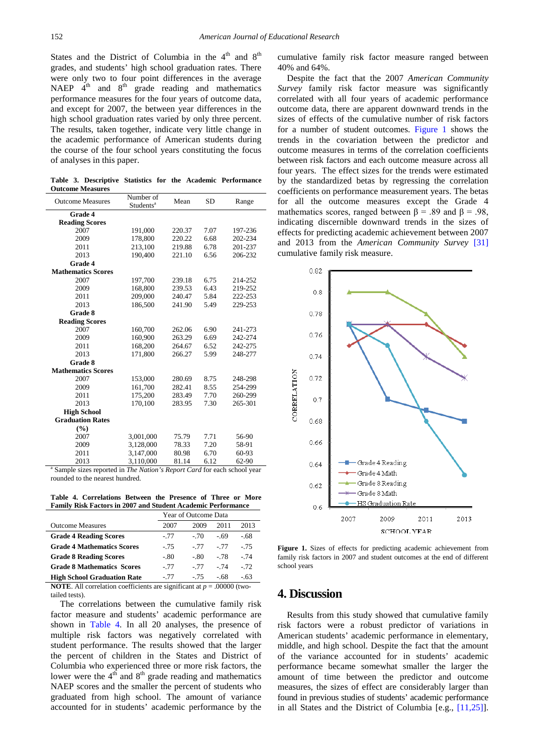States and the District of Columbia in the 4th and 8th grades, and students' high school graduation rates. There were only two to four point differences in the average NAEP 4th and 8th grade reading and mathematics performance measures for the four years of outcome data, and except for 2007, the between year differences in the high school graduation rates varied by only three percent. The results, taken together, indicate very little change in the academic performance of American students during the course of the four school years constituting the focus of analyses in this paper.

**Table 3. Descriptive Statistics for the Academic Performance Outcome Measures**

| Outcome Measures | Number of Students[a] | Mean | SD | Range |
|---|---|---|---|---|
| **Grade 4 Reading Scores** | | | | |
| 2007 | 191,000 | 220.37 | 7.07 | 197-236 |
| 2009 | 178,800 | 220.22 | 6.68 | 202-234 |
| 2011 | 213,100 | 219.88 | 6.78 | 201-237 |
| 2013 | 190,400 | 221.10 | 6.56 | 206-232 |
| **Grade 4 Mathematics Scores** | | | | |
| 2007 | 197,700 | 239.18 | 6.75 | 214-252 |
| 2009 | 168,800 | 239.53 | 6.43 | 219-252 |
| 2011 | 209,000 | 240.47 | 5.84 | 222-253 |
| 2013 | 186,500 | 241.90 | 5.49 | 229-253 |
| **Grade 8 Reading Scores** | | | | |
| 2007 | 160,700 | 262.06 | 6.90 | 241-273 |
| 2009 | 160,900 | 263.29 | 6.69 | 242-274 |
| 2011 | 168,200 | 264.67 | 6.52 | 242-275 |
| 2013 | 171,800 | 266.27 | 5.99 | 248-277 |
| **Grade 8 Mathematics Scores** | | | | |
| 2007 | 153,000 | 280.69 | 8.75 | 248-298 |
| 2009 | 161,700 | 282.41 | 8.55 | 254-299 |
| 2011 | 175,200 | 283.49 | 7.70 | 260-299 |
| 2013 | 170,100 | 283.95 | 7.30 | 265-301 |
| **High School Graduation Rates (%)** | | | | |
| 2007 | 3,001,000 | 75.79 | 7.71 | 56-90 |
| 2009 | 3,128,000 | 78.33 | 7.20 | 58-91 |
| 2011 | 3,147,000 | 80.98 | 6.70 | 60-93 |
| 2013 | 3,110,000 | 81.14 | 6.12 | 62-90 |

[a] Sample sizes reported in *The Nation's Report Card* for each school year rounded to the nearest hundred.

**Table 4. Correlations Between the Presence of Three or More Family Risk Factors in 2007 and Student Academic Performance**

| | Year of Outcome Data | | | |
|---|---|---|---|---|
| Outcome Measures | 2007 | 2009 | 2011 | 2013 |
| **Grade 4 Reading Scores** | -.77 | -.70 | -.69 | -.68 |
| **Grade 4 Mathematics Scores** | -.75 | -.77 | -.77 | -.75 |
| **Grade 8 Reading Scores** | -.80 | -.80 | -.78 | -.74 |
| **Grade 8 Mathematics Scores** | -.77 | -.77 | -.74 | -.72 |
| **High School Graduation Rate** | -.77 | -.75 | -.68 | -.63 |

**NOTE**. All correlation coefficients are significant at $p = .00000$ (two-tailed tests).

The correlations between the cumulative family risk factor measure and students' academic performance are shown in Table 4. In all 20 analyses, the presence of multiple risk factors was negatively correlated with student performance. The results showed that the larger the percent of children in the States and District of Columbia who experienced three or more risk factors, the lower were the 4th and 8th grade reading and mathematics NAEP scores and the smaller the percent of students who graduated from high school. The amount of variance accounted for in students' academic performance by the cumulative family risk factor measure ranged between 40% and 64%.

Despite the fact that the 2007 *American Community Survey* family risk factor measure was significantly correlated with all four years of academic performance outcome data, there are apparent downward trends in the sizes of effects of the cumulative number of risk factors for a number of student outcomes. Figure 1 shows the trends in the covariation between the predictor and outcome measures in terms of the correlation coefficients between risk factors and each outcome measure across all four years. The effect sizes for the trends were estimated by the standardized betas by regressing the correlation coefficients on performance measurement years. The betas for all the outcome measures except the Grade 4 mathematics scores, ranged between β = .89 and β = .98, indicating discernible downward trends in the sizes of effects for predicting academic achievement between 2007 and 2013 from the *American Community Survey* [31] cumulative family risk measure.

**Figure 1.** Sizes of effects for predicting academic achievement from family risk factors in 2007 and student outcomes at the end of different school years

## 4. Discussion

Results from this study showed that cumulative family risk factors were a robust predictor of variations in American students' academic performance in elementary, middle, and high school. Despite the fact that the amount of the variance accounted for in students' academic performance became somewhat smaller the larger the amount of time between the predictor and outcome measures, the sizes of effect are considerably larger than found in previous studies of students' academic performance in all States and the District of Columbia [e.g., [11,25]].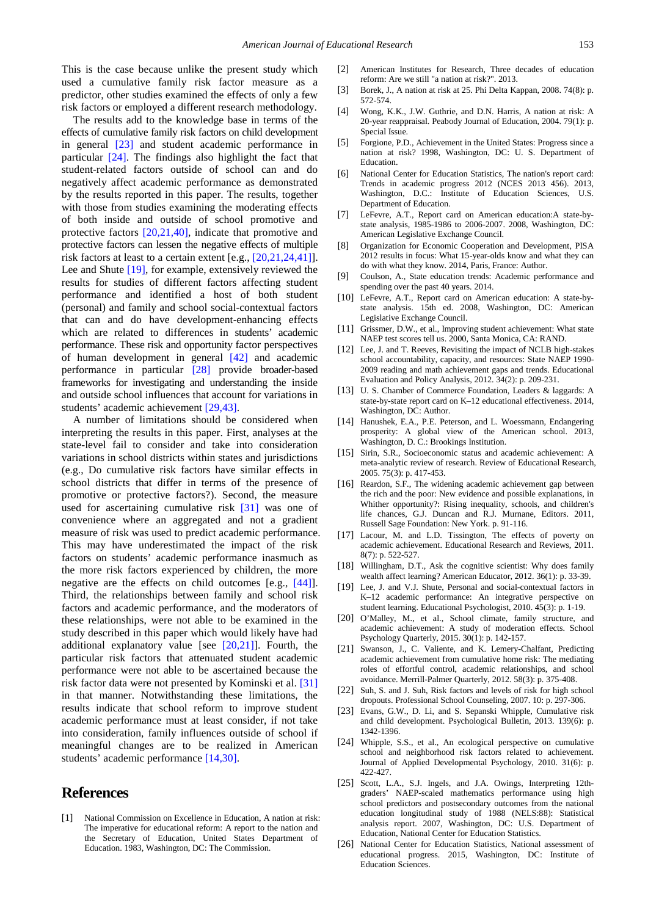This is the case because unlike the present study which used a cumulative family risk factor measure as a predictor, other studies examined the effects of only a few risk factors or employed a different research methodology.

The results add to the knowledge base in terms of the effects of cumulative family risk factors on child development in general [23] and student academic performance in particular [24]. The findings also highlight the fact that student-related factors outside of school can and do negatively affect academic performance as demonstrated by the results reported in this paper. The results, together with those from studies examining the moderating effects of both inside and outside of school promotive and protective factors [20,21,40], indicate that promotive and protective factors can lessen the negative effects of multiple risk factors at least to a certain extent [e.g., [20,21,24,41]]. Lee and Shute [19], for example, extensively reviewed the results for studies of different factors affecting student performance and identified a host of both student (personal) and family and school social-contextual factors that can and do have development-enhancing effects which are related to differences in students' academic performance. These risk and opportunity factor perspectives of human development in general [42] and academic performance in particular [28] provide broader-based frameworks for investigating and understanding the inside and outside school influences that account for variations in students' academic achievement [29,43].

A number of limitations should be considered when interpreting the results in this paper. First, analyses at the state-level fail to consider and take into consideration variations in school districts within states and jurisdictions (e.g., Do cumulative risk factors have similar effects in school districts that differ in terms of the presence of promotive or protective factors?). Second, the measure used for ascertaining cumulative risk [31] was one of convenience where an aggregated and not a gradient measure of risk was used to predict academic performance. This may have underestimated the impact of the risk factors on students' academic performance inasmuch as the more risk factors experienced by children, the more negative are the effects on child outcomes [e.g., [44]]. Third, the relationships between family and school risk factors and academic performance, and the moderators of these relationships, were not able to be examined in the study described in this paper which would likely have had additional explanatory value [see [20,21]]. Fourth, the particular risk factors that attenuated student academic performance were not able to be ascertained because the risk factor data were not presented by Kominski et al. [31] in that manner. Notwithstanding these limitations, the results indicate that school reform to improve student academic performance must at least consider, if not take into consideration, family influences outside of school if meaningful changes are to be realized in American students' academic performance [14,30].

# References

[1] National Commission on Excellence in Education, A nation at risk: The imperative for educational reform: A report to the nation and the Secretary of Education, United States Department of Education. 1983, Washington, DC: The Commission.

[2] American Institutes for Research, Three decades of education reform: Are we still "a nation at risk?". 2013.

[3] Borek, J., A nation at risk at 25. Phi Delta Kappan, 2008. 74(8): p. 572-574.

[4] Wong, K.K., J.W. Guthrie, and D.N. Harris, A nation at risk: A 20-year reappraisal. Peabody Journal of Education, 2004. 79(1): p. Special Issue.

[5] Forgione, P.D., Achievement in the United States: Progress since a nation at risk? 1998, Washington, DC: U. S. Department of Education.

[6] National Center for Education Statistics, The nation's report card: Trends in academic progress 2012 (NCES 2013 456). 2013, Washington, D.C.: Institute of Education Sciences, U.S. Department of Education.

[7] LeFevre, A.T., Report card on American education:A state-by-state analysis, 1985-1986 to 2006-2007. 2008, Washington, DC: American Legislative Exchange Council.

[8] Organization for Economic Cooperation and Development, PISA 2012 results in focus: What 15-year-olds know and what they can do with what they know. 2014, Paris, France: Author.

[9] Coulson, A., State education trends: Academic performance and spending over the past 40 years. 2014.

[10] LeFevre, A.T., Report card on American education: A state-by-state analysis. 15th ed. 2008, Washington, DC: American Legislative Exchange Council.

[11] Grissmer, D.W., et al., Improving student achievement: What state NAEP test scores tell us. 2000, Santa Monica, CA: RAND.

[12] Lee, J. and T. Reeves, Revisiting the impact of NCLB high-stakes school accountability, capacity, and resources: State NAEP 1990-2009 reading and math achievement gaps and trends. Educational Evaluation and Policy Analysis, 2012. 34(2): p. 209-231.

[13] U. S. Chamber of Commerce Foundation, Leaders & laggards: A state-by-state report card on K–12 educational effectiveness. 2014, Washington, DC: Author.

[14] Hanushek, E.A., P.E. Peterson, and L. Woessmann, Endangering prosperity: A global view of the American school. 2013, Washington, D. C.: Brookings Institution.

[15] Sirin, S.R., Socioeconomic status and academic achievement: A meta-analytic review of research. Review of Educational Research, 2005. 75(3): p. 417-453.

[16] Reardon, S.F., The widening academic achievement gap between the rich and the poor: New evidence and possible explanations, in Whither opportunity?: Rising inequality, schools, and children's life chances, G.J. Duncan and R.J. Murnane, Editors. 2011, Russell Sage Foundation: New York. p. 91-116.

[17] Lacour, M. and L.D. Tissington, The effects of poverty on academic achievement. Educational Research and Reviews, 2011. 8(7): p. 522-527.

[18] Willingham, D.T., Ask the cognitive scientist: Why does family wealth affect learning? American Educator, 2012. 36(1): p. 33-39.

[19] Lee, J. and V.J. Shute, Personal and social-contextual factors in K–12 academic performance: An integrative perspective on student learning. Educational Psychologist, 2010. 45(3): p. 1-19.

[20] O'Malley, M., et al., School climate, family structure, and academic achievement: A study of moderation effects. School Psychology Quarterly, 2015. 30(1): p. 142-157.

[21] Swanson, J., C. Valiente, and K. Lemery-Chalfant, Predicting academic achievement from cumulative home risk: The mediating roles of effortful control, academic relationships, and school avoidance. Merrill-Palmer Quarterly, 2012. 58(3): p. 375-408.

[22] Suh, S. and J. Suh, Risk factors and levels of risk for high school dropouts. Professional School Counseling, 2007. 10: p. 297-306.

[23] Evans, G.W., D. Li, and S. Sepanski Whipple, Cumulative risk and child development. Psychological Bulletin, 2013. 139(6): p. 1342-1396.

[24] Whipple, S.S., et al., An ecological perspective on cumulative school and neighborhood risk factors related to achievement. Journal of Applied Developmental Psychology, 2010. 31(6): p. 422-427.

[25] Scott, L.A., S.J. Ingels, and J.A. Owings, Interpreting 12th-graders' NAEP-scaled mathematics performance using high school predictors and postsecondary outcomes from the national education longitudinal study of 1988 (NELS:88): Statistical analysis report. 2007, Washington, DC: U.S. Department of Education, National Center for Education Statistics.

[26] National Center for Education Statistics, National assessment of educational progress. 2015, Washington, DC: Institute of Education Sciences.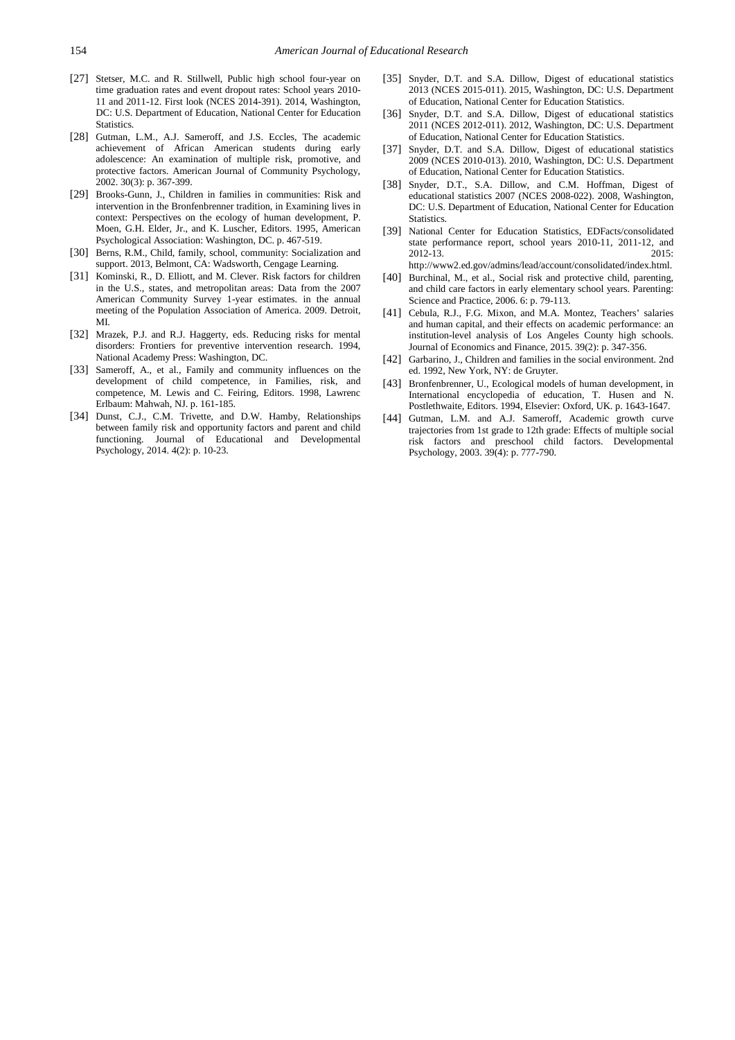[27] Stetser, M.C. and R. Stillwell, Public high school four-year on time graduation rates and event dropout rates: School years 2010-11 and 2011-12. First look (NCES 2014-391). 2014, Washington, DC: U.S. Department of Education, National Center for Education Statistics.

[28] Gutman, L.M., A.J. Sameroff, and J.S. Eccles, The academic achievement of African American students during early adolescence: An examination of multiple risk, promotive, and protective factors. American Journal of Community Psychology, 2002. 30(3): p. 367-399.

[29] Brooks-Gunn, J., Children in families in communities: Risk and intervention in the Bronfenbrenner tradition, in Examining lives in context: Perspectives on the ecology of human development, P. Moen, G.H. Elder, Jr., and K. Luscher, Editors. 1995, American Psychological Association: Washington, DC. p. 467-519.

[30] Berns, R.M., Child, family, school, community: Socialization and support. 2013, Belmont, CA: Wadsworth, Cengage Learning.

[31] Kominski, R., D. Elliott, and M. Clever. Risk factors for children in the U.S., states, and metropolitan areas: Data from the 2007 American Community Survey 1-year estimates. in the annual meeting of the Population Association of America. 2009. Detroit, MI.

[32] Mrazek, P.J. and R.J. Haggerty, eds. Reducing risks for mental disorders: Frontiers for preventive intervention research. 1994, National Academy Press: Washington, DC.

[33] Sameroff, A., et al., Family and community influences on the development of child competence, in Families, risk, and competence, M. Lewis and C. Feiring, Editors. 1998, Lawrenc Erlbaum: Mahwah, NJ. p. 161-185.

[34] Dunst, C.J., C.M. Trivette, and D.W. Hamby, Relationships between family risk and opportunity factors and parent and child functioning. Journal of Educational and Developmental Psychology, 2014. 4(2): p. 10-23.

[35] Snyder, D.T. and S.A. Dillow, Digest of educational statistics 2013 (NCES 2015-011). 2015, Washington, DC: U.S. Department of Education, National Center for Education Statistics.

[36] Snyder, D.T. and S.A. Dillow, Digest of educational statistics 2011 (NCES 2012-011). 2012, Washington, DC: U.S. Department of Education, National Center for Education Statistics.

[37] Snyder, D.T. and S.A. Dillow, Digest of educational statistics 2009 (NCES 2010-013). 2010, Washington, DC: U.S. Department of Education, National Center for Education Statistics.

[38] Snyder, D.T., S.A. Dillow, and C.M. Hoffman, Digest of educational statistics 2007 (NCES 2008-022). 2008, Washington, DC: U.S. Department of Education, National Center for Education Statistics.

[39] National Center for Education Statistics, EDFacts/consolidated state performance report, school years 2010-11, 2011-12, and 2012-13. 2015: http://www2.ed.gov/admins/lead/account/consolidated/index.html.

[40] Burchinal, M., et al., Social risk and protective child, parenting, and child care factors in early elementary school years. Parenting: Science and Practice, 2006. 6: p. 79-113.

[41] Cebula, R.J., F.G. Mixon, and M.A. Montez, Teachers' salaries and human capital, and their effects on academic performance: an institution-level analysis of Los Angeles County high schools. Journal of Economics and Finance, 2015. 39(2): p. 347-356.

[42] Garbarino, J., Children and families in the social environment. 2nd ed. 1992, New York, NY: de Gruyter.

[43] Bronfenbrenner, U., Ecological models of human development, in International encyclopedia of education, T. Husen and N. Postlethwaite, Editors. 1994, Elsevier: Oxford, UK. p. 1643-1647.

[44] Gutman, L.M. and A.J. Sameroff, Academic growth curve trajectories from 1st grade to 12th grade: Effects of multiple social risk factors and preschool child factors. Developmental Psychology, 2003. 39(4): p. 777-790.